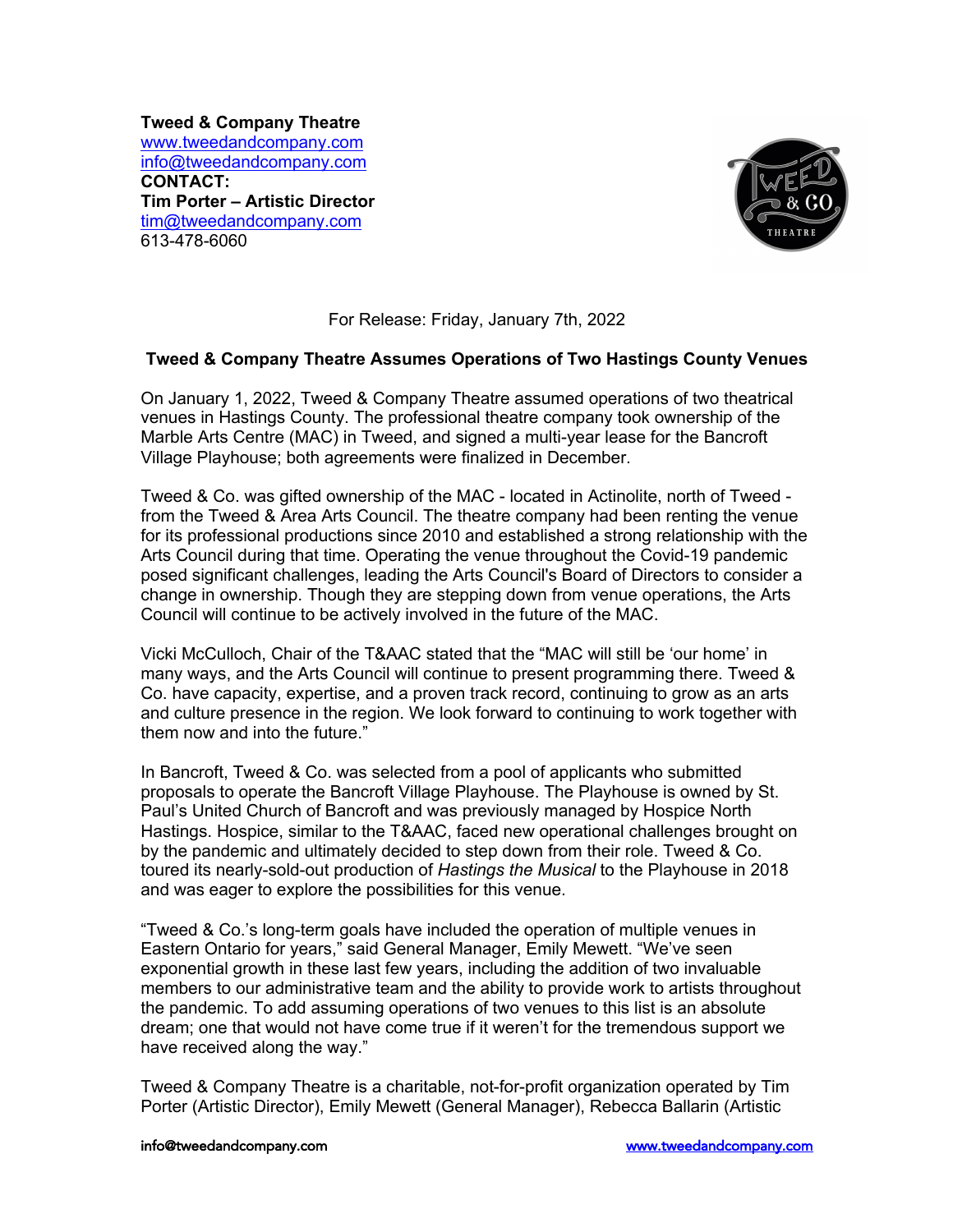**Tweed & Company Theatre**
www.tweedandcompany.com
info@tweedandcompany.com
**CONTACT:**
**Tim Porter – Artistic Director**
tim@tweedandcompany.com
613-478-6060

For Release: Friday, January 7th, 2022

## Tweed & Company Theatre Assumes Operations of Two Hastings County Venues

On January 1, 2022, Tweed & Company Theatre assumed operations of two theatrical venues in Hastings County. The professional theatre company took ownership of the Marble Arts Centre (MAC) in Tweed, and signed a multi-year lease for the Bancroft Village Playhouse; both agreements were finalized in December.

Tweed & Co. was gifted ownership of the MAC - located in Actinolite, north of Tweed - from the Tweed & Area Arts Council. The theatre company had been renting the venue for its professional productions since 2010 and established a strong relationship with the Arts Council during that time. Operating the venue throughout the Covid-19 pandemic posed significant challenges, leading the Arts Council's Board of Directors to consider a change in ownership. Though they are stepping down from venue operations, the Arts Council will continue to be actively involved in the future of the MAC.

Vicki McCulloch, Chair of the T&AAC stated that the "MAC will still be 'our home' in many ways, and the Arts Council will continue to present programming there. Tweed & Co. have capacity, expertise, and a proven track record, continuing to grow as an arts and culture presence in the region. We look forward to continuing to work together with them now and into the future."

In Bancroft, Tweed & Co. was selected from a pool of applicants who submitted proposals to operate the Bancroft Village Playhouse. The Playhouse is owned by St. Paul's United Church of Bancroft and was previously managed by Hospice North Hastings. Hospice, similar to the T&AAC, faced new operational challenges brought on by the pandemic and ultimately decided to step down from their role. Tweed & Co. toured its nearly-sold-out production of *Hastings the Musical* to the Playhouse in 2018 and was eager to explore the possibilities for this venue.

"Tweed & Co.'s long-term goals have included the operation of multiple venues in Eastern Ontario for years," said General Manager, Emily Mewett. "We've seen exponential growth in these last few years, including the addition of two invaluable members to our administrative team and the ability to provide work to artists throughout the pandemic. To add assuming operations of two venues to this list is an absolute dream; one that would not have come true if it weren't for the tremendous support we have received along the way."

Tweed & Company Theatre is a charitable, not-for-profit organization operated by Tim Porter (Artistic Director), Emily Mewett (General Manager), Rebecca Ballarin (Artistic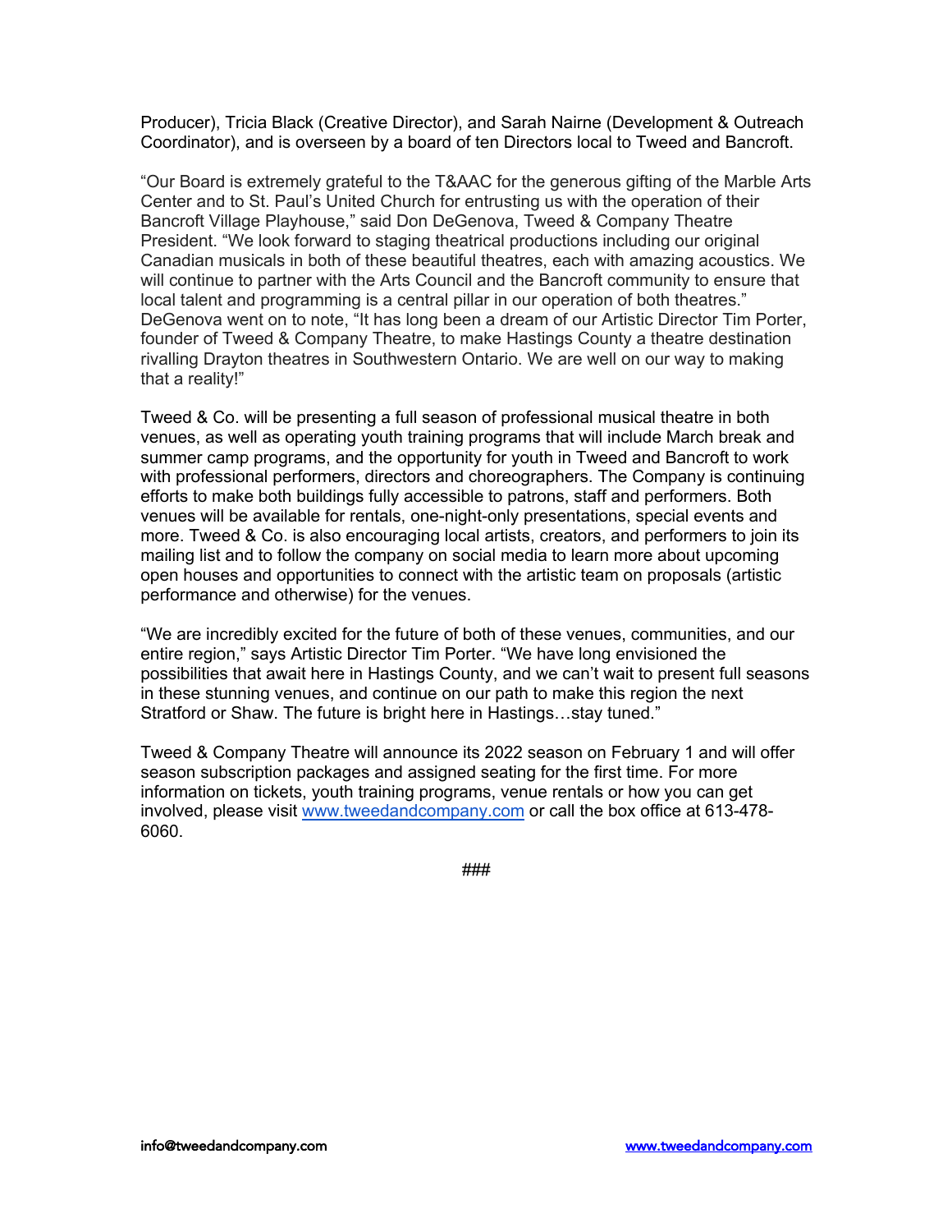Producer), Tricia Black (Creative Director), and Sarah Nairne (Development & Outreach Coordinator), and is overseen by a board of ten Directors local to Tweed and Bancroft.

"Our Board is extremely grateful to the T&AAC for the generous gifting of the Marble Arts Center and to St. Paul's United Church for entrusting us with the operation of their Bancroft Village Playhouse," said Don DeGenova, Tweed & Company Theatre President. "We look forward to staging theatrical productions including our original Canadian musicals in both of these beautiful theatres, each with amazing acoustics. We will continue to partner with the Arts Council and the Bancroft community to ensure that local talent and programming is a central pillar in our operation of both theatres." DeGenova went on to note, "It has long been a dream of our Artistic Director Tim Porter, founder of Tweed & Company Theatre, to make Hastings County a theatre destination rivalling Drayton theatres in Southwestern Ontario. We are well on our way to making that a reality!"

Tweed & Co. will be presenting a full season of professional musical theatre in both venues, as well as operating youth training programs that will include March break and summer camp programs, and the opportunity for youth in Tweed and Bancroft to work with professional performers, directors and choreographers. The Company is continuing efforts to make both buildings fully accessible to patrons, staff and performers. Both venues will be available for rentals, one-night-only presentations, special events and more. Tweed & Co. is also encouraging local artists, creators, and performers to join its mailing list and to follow the company on social media to learn more about upcoming open houses and opportunities to connect with the artistic team on proposals (artistic performance and otherwise) for the venues.

"We are incredibly excited for the future of both of these venues, communities, and our entire region," says Artistic Director Tim Porter. "We have long envisioned the possibilities that await here in Hastings County, and we can't wait to present full seasons in these stunning venues, and continue on our path to make this region the next Stratford or Shaw. The future is bright here in Hastings…stay tuned."

Tweed & Company Theatre will announce its 2022 season on February 1 and will offer season subscription packages and assigned seating for the first time. For more information on tickets, youth training programs, venue rentals or how you can get involved, please visit www.tweedandcompany.com or call the box office at 613-478-6060.

###

info@tweedandcompany.com www.tweedandcompany.com